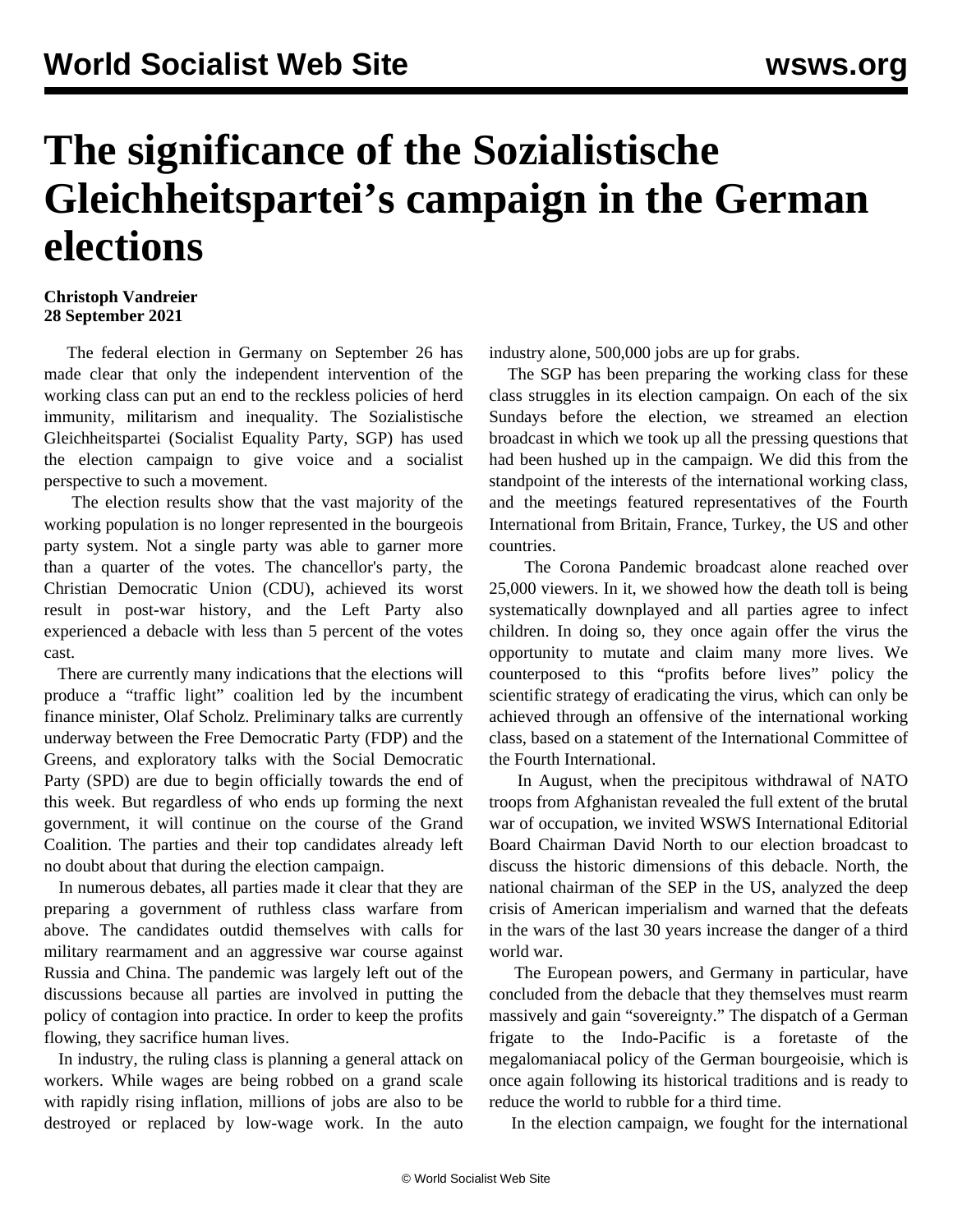# The significance of the Sozialistische Gleichheitspartei's campaign in the German elections

**Christoph Vandreier**
**28 September 2021**

The federal election in Germany on September 26 has made clear that only the independent intervention of the working class can put an end to the reckless policies of herd immunity, militarism and inequality. The Sozialistische Gleichheitspartei (Socialist Equality Party, SGP) has used the election campaign to give voice and a socialist perspective to such a movement.

The election results show that the vast majority of the working population is no longer represented in the bourgeois party system. Not a single party was able to garner more than a quarter of the votes. The chancellor's party, the Christian Democratic Union (CDU), achieved its worst result in post-war history, and the Left Party also experienced a debacle with less than 5 percent of the votes cast.

There are currently many indications that the elections will produce a "traffic light" coalition led by the incumbent finance minister, Olaf Scholz. Preliminary talks are currently underway between the Free Democratic Party (FDP) and the Greens, and exploratory talks with the Social Democratic Party (SPD) are due to begin officially towards the end of this week. But regardless of who ends up forming the next government, it will continue on the course of the Grand Coalition. The parties and their top candidates already left no doubt about that during the election campaign.

In numerous debates, all parties made it clear that they are preparing a government of ruthless class warfare from above. The candidates outdid themselves with calls for military rearmament and an aggressive war course against Russia and China. The pandemic was largely left out of the discussions because all parties are involved in putting the policy of contagion into practice. In order to keep the profits flowing, they sacrifice human lives.

In industry, the ruling class is planning a general attack on workers. While wages are being robbed on a grand scale with rapidly rising inflation, millions of jobs are also to be destroyed or replaced by low-wage work. In the auto industry alone, 500,000 jobs are up for grabs.

The SGP has been preparing the working class for these class struggles in its election campaign. On each of the six Sundays before the election, we streamed an election broadcast in which we took up all the pressing questions that had been hushed up in the campaign. We did this from the standpoint of the interests of the international working class, and the meetings featured representatives of the Fourth International from Britain, France, Turkey, the US and other countries.

The Corona Pandemic broadcast alone reached over 25,000 viewers. In it, we showed how the death toll is being systematically downplayed and all parties agree to infect children. In doing so, they once again offer the virus the opportunity to mutate and claim many more lives. We counterposed to this "profits before lives" policy the scientific strategy of eradicating the virus, which can only be achieved through an offensive of the international working class, based on a statement of the International Committee of the Fourth International.

In August, when the precipitous withdrawal of NATO troops from Afghanistan revealed the full extent of the brutal war of occupation, we invited WSWS International Editorial Board Chairman David North to our election broadcast to discuss the historic dimensions of this debacle. North, the national chairman of the SEP in the US, analyzed the deep crisis of American imperialism and warned that the defeats in the wars of the last 30 years increase the danger of a third world war.

The European powers, and Germany in particular, have concluded from the debacle that they themselves must rearm massively and gain "sovereignty." The dispatch of a German frigate to the Indo-Pacific is a foretaste of the megalomaniacal policy of the German bourgeoisie, which is once again following its historical traditions and is ready to reduce the world to rubble for a third time.

In the election campaign, we fought for the international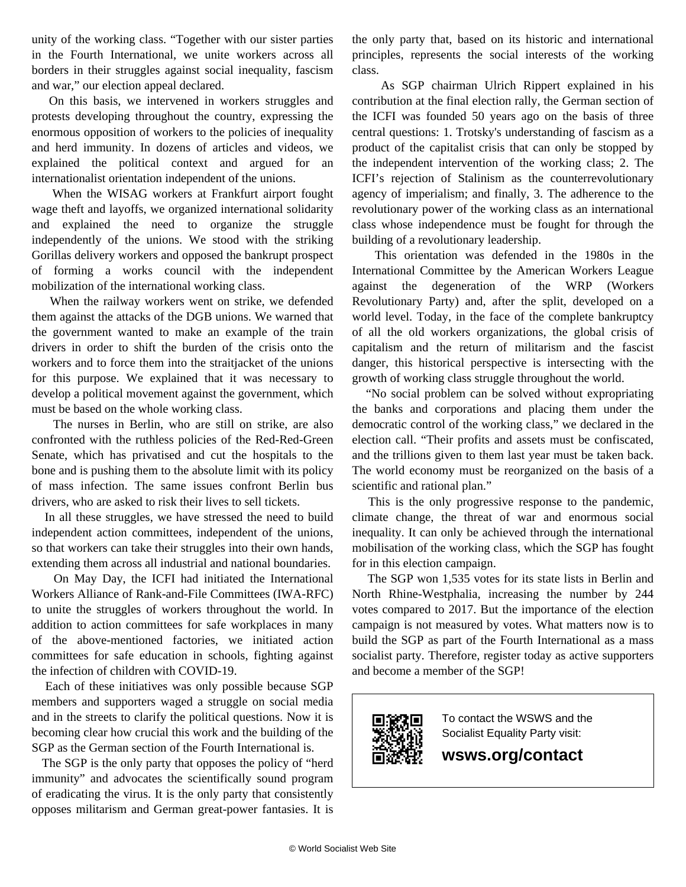unity of the working class. "Together with our sister parties in the Fourth International, we unite workers across all borders in their struggles against social inequality, fascism and war," our election appeal declared.

On this basis, we intervened in workers struggles and protests developing throughout the country, expressing the enormous opposition of workers to the policies of inequality and herd immunity. In dozens of articles and videos, we explained the political context and argued for an internationalist orientation independent of the unions.

When the WISAG workers at Frankfurt airport fought wage theft and layoffs, we organized international solidarity and explained the need to organize the struggle independently of the unions. We stood with the striking Gorillas delivery workers and opposed the bankrupt prospect of forming a works council with the independent mobilization of the international working class.

When the railway workers went on strike, we defended them against the attacks of the DGB unions. We warned that the government wanted to make an example of the train drivers in order to shift the burden of the crisis onto the workers and to force them into the straitjacket of the unions for this purpose. We explained that it was necessary to develop a political movement against the government, which must be based on the whole working class.

The nurses in Berlin, who are still on strike, are also confronted with the ruthless policies of the Red-Red-Green Senate, which has privatised and cut the hospitals to the bone and is pushing them to the absolute limit with its policy of mass infection. The same issues confront Berlin bus drivers, who are asked to risk their lives to sell tickets.

In all these struggles, we have stressed the need to build independent action committees, independent of the unions, so that workers can take their struggles into their own hands, extending them across all industrial and national boundaries.

On May Day, the ICFI had initiated the International Workers Alliance of Rank-and-File Committees (IWA-RFC) to unite the struggles of workers throughout the world. In addition to action committees for safe workplaces in many of the above-mentioned factories, we initiated action committees for safe education in schools, fighting against the infection of children with COVID-19.

Each of these initiatives was only possible because SGP members and supporters waged a struggle on social media and in the streets to clarify the political questions. Now it is becoming clear how crucial this work and the building of the SGP as the German section of the Fourth International is.

The SGP is the only party that opposes the policy of "herd immunity" and advocates the scientifically sound program of eradicating the virus. It is the only party that consistently opposes militarism and German great-power fantasies. It is the only party that, based on its historic and international principles, represents the social interests of the working class.

As SGP chairman Ulrich Rippert explained in his contribution at the final election rally, the German section of the ICFI was founded 50 years ago on the basis of three central questions: 1. Trotsky's understanding of fascism as a product of the capitalist crisis that can only be stopped by the independent intervention of the working class; 2. The ICFI's rejection of Stalinism as the counterrevolutionary agency of imperialism; and finally, 3. The adherence to the revolutionary power of the working class as an international class whose independence must be fought for through the building of a revolutionary leadership.

This orientation was defended in the 1980s in the International Committee by the American Workers League against the degeneration of the WRP (Workers Revolutionary Party) and, after the split, developed on a world level. Today, in the face of the complete bankruptcy of all the old workers organizations, the global crisis of capitalism and the return of militarism and the fascist danger, this historical perspective is intersecting with the growth of working class struggle throughout the world.

"No social problem can be solved without expropriating the banks and corporations and placing them under the democratic control of the working class," we declared in the election call. "Their profits and assets must be confiscated, and the trillions given to them last year must be taken back. The world economy must be reorganized on the basis of a scientific and rational plan."

This is the only progressive response to the pandemic, climate change, the threat of war and enormous social inequality. It can only be achieved through the international mobilisation of the working class, which the SGP has fought for in this election campaign.

The SGP won 1,535 votes for its state lists in Berlin and North Rhine-Westphalia, increasing the number by 244 votes compared to 2017. But the importance of the election campaign is not measured by votes. What matters now is to build the SGP as part of the Fourth International as a mass socialist party. Therefore, register today as active supporters and become a member of the SGP!

To contact the WSWS and the Socialist Equality Party visit:

**wsws.org/contact**